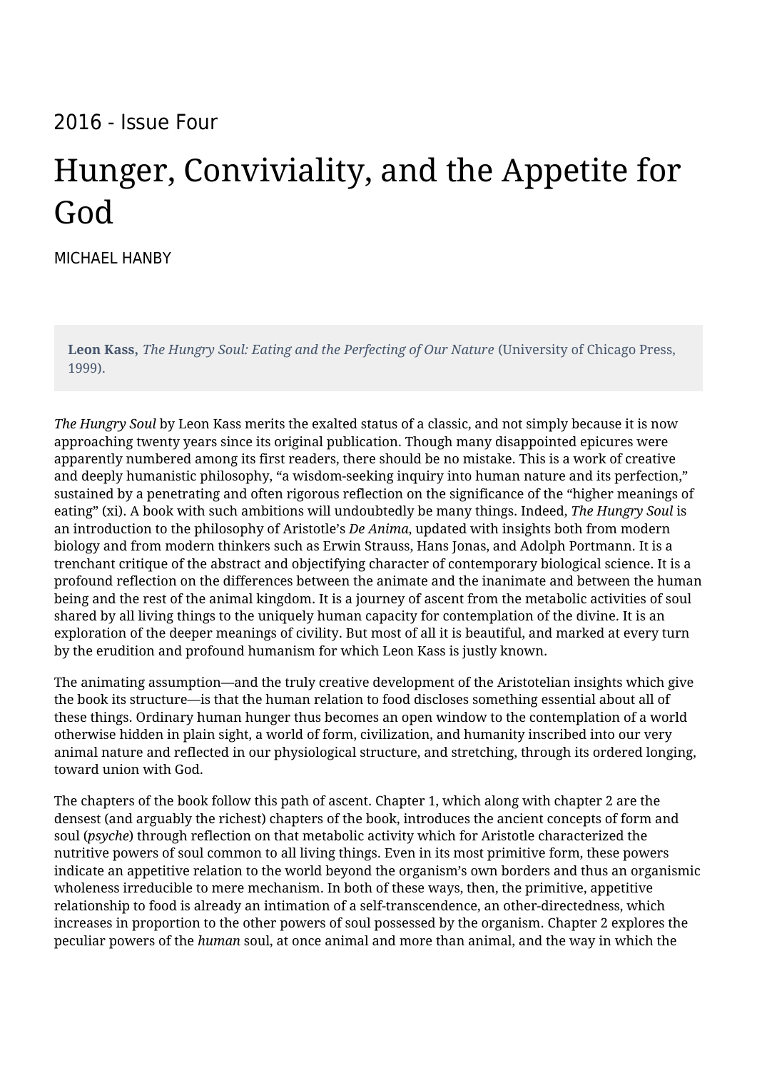2016 - Issue Four

# Hunger, Conviviality, and the Appetite for God

MICHAEL HANBY

> **Leon Kass**, *The Hungry Soul: Eating and the Perfecting of Our Nature* (University of Chicago Press, 1999).

*The Hungry Soul* by Leon Kass merits the exalted status of a classic, and not simply because it is now approaching twenty years since its original publication. Though many disappointed epicures were apparently numbered among its first readers, there should be no mistake. This is a work of creative and deeply humanistic philosophy, "a wisdom-seeking inquiry into human nature and its perfection," sustained by a penetrating and often rigorous reflection on the significance of the "higher meanings of eating" (xi). A book with such ambitions will undoubtedly be many things. Indeed, *The Hungry Soul* is an introduction to the philosophy of Aristotle's *De Anima*, updated with insights both from modern biology and from modern thinkers such as Erwin Strauss, Hans Jonas, and Adolph Portmann. It is a trenchant critique of the abstract and objectifying character of contemporary biological science. It is a profound reflection on the differences between the animate and the inanimate and between the human being and the rest of the animal kingdom. It is a journey of ascent from the metabolic activities of soul shared by all living things to the uniquely human capacity for contemplation of the divine. It is an exploration of the deeper meanings of civility. But most of all it is beautiful, and marked at every turn by the erudition and profound humanism for which Leon Kass is justly known.

The animating assumption—and the truly creative development of the Aristotelian insights which give the book its structure—is that the human relation to food discloses something essential about all of these things. Ordinary human hunger thus becomes an open window to the contemplation of a world otherwise hidden in plain sight, a world of form, civilization, and humanity inscribed into our very animal nature and reflected in our physiological structure, and stretching, through its ordered longing, toward union with God.

The chapters of the book follow this path of ascent. Chapter 1, which along with chapter 2 are the densest (and arguably the richest) chapters of the book, introduces the ancient concepts of form and soul (*psyche*) through reflection on that metabolic activity which for Aristotle characterized the nutritive powers of soul common to all living things. Even in its most primitive form, these powers indicate an appetitive relation to the world beyond the organism's own borders and thus an organismic wholeness irreducible to mere mechanism. In both of these ways, then, the primitive, appetitive relationship to food is already an intimation of a self-transcendence, an other-directedness, which increases in proportion to the other powers of soul possessed by the organism. Chapter 2 explores the peculiar powers of the *human* soul, at once animal and more than animal, and the way in which the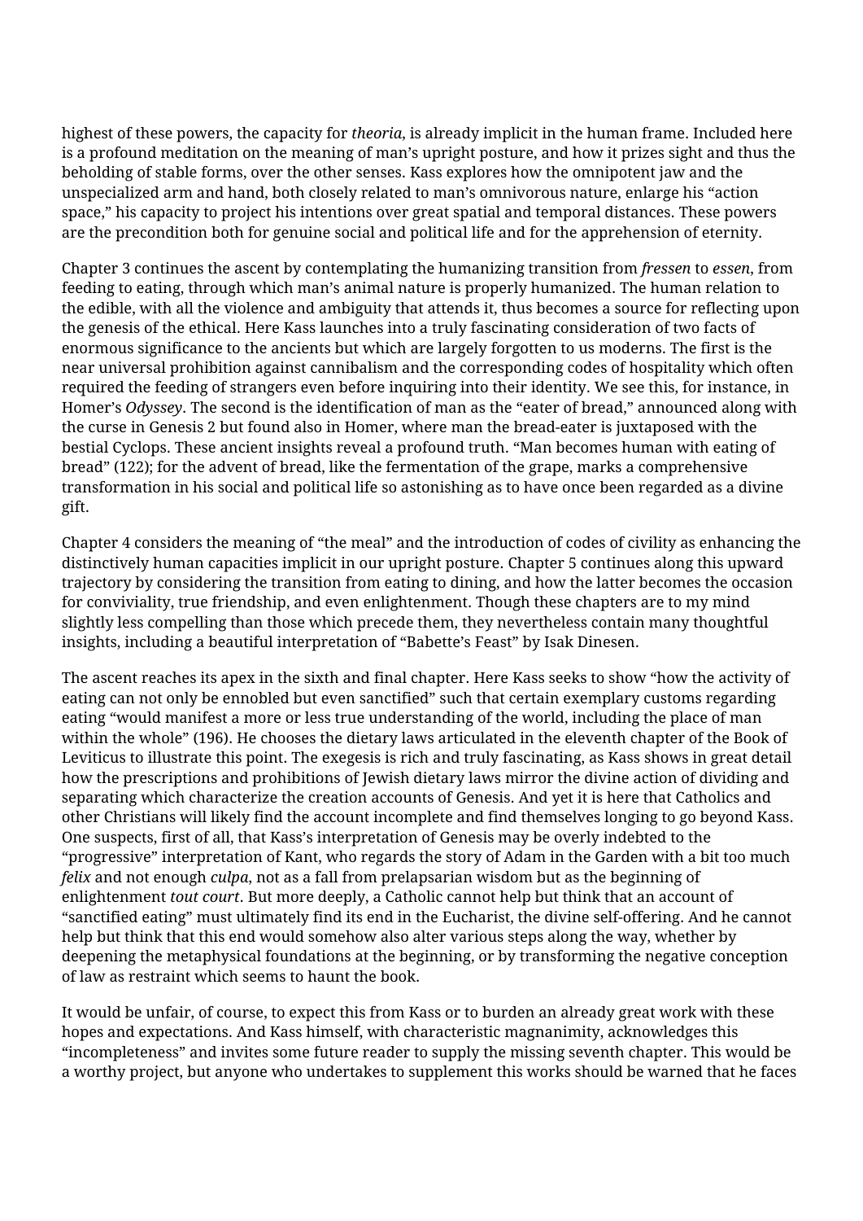highest of these powers, the capacity for *theoria*, is already implicit in the human frame. Included here is a profound meditation on the meaning of man's upright posture, and how it prizes sight and thus the beholding of stable forms, over the other senses. Kass explores how the omnipotent jaw and the unspecialized arm and hand, both closely related to man's omnivorous nature, enlarge his "action space," his capacity to project his intentions over great spatial and temporal distances. These powers are the precondition both for genuine social and political life and for the apprehension of eternity.

Chapter 3 continues the ascent by contemplating the humanizing transition from *fressen* to *essen*, from feeding to eating, through which man's animal nature is properly humanized. The human relation to the edible, with all the violence and ambiguity that attends it, thus becomes a source for reflecting upon the genesis of the ethical. Here Kass launches into a truly fascinating consideration of two facts of enormous significance to the ancients but which are largely forgotten to us moderns. The first is the near universal prohibition against cannibalism and the corresponding codes of hospitality which often required the feeding of strangers even before inquiring into their identity. We see this, for instance, in Homer's *Odyssey*. The second is the identification of man as the "eater of bread," announced along with the curse in Genesis 2 but found also in Homer, where man the bread-eater is juxtaposed with the bestial Cyclops. These ancient insights reveal a profound truth. "Man becomes human with eating of bread" (122); for the advent of bread, like the fermentation of the grape, marks a comprehensive transformation in his social and political life so astonishing as to have once been regarded as a divine gift.

Chapter 4 considers the meaning of "the meal" and the introduction of codes of civility as enhancing the distinctively human capacities implicit in our upright posture. Chapter 5 continues along this upward trajectory by considering the transition from eating to dining, and how the latter becomes the occasion for conviviality, true friendship, and even enlightenment. Though these chapters are to my mind slightly less compelling than those which precede them, they nevertheless contain many thoughtful insights, including a beautiful interpretation of "Babette's Feast" by Isak Dinesen.

The ascent reaches its apex in the sixth and final chapter. Here Kass seeks to show "how the activity of eating can not only be ennobled but even sanctified" such that certain exemplary customs regarding eating "would manifest a more or less true understanding of the world, including the place of man within the whole" (196). He chooses the dietary laws articulated in the eleventh chapter of the Book of Leviticus to illustrate this point. The exegesis is rich and truly fascinating, as Kass shows in great detail how the prescriptions and prohibitions of Jewish dietary laws mirror the divine action of dividing and separating which characterize the creation accounts of Genesis. And yet it is here that Catholics and other Christians will likely find the account incomplete and find themselves longing to go beyond Kass. One suspects, first of all, that Kass's interpretation of Genesis may be overly indebted to the "progressive" interpretation of Kant, who regards the story of Adam in the Garden with a bit too much *felix* and not enough *culpa*, not as a fall from prelapsarian wisdom but as the beginning of enlightenment *tout court*. But more deeply, a Catholic cannot help but think that an account of "sanctified eating" must ultimately find its end in the Eucharist, the divine self-offering. And he cannot help but think that this end would somehow also alter various steps along the way, whether by deepening the metaphysical foundations at the beginning, or by transforming the negative conception of law as restraint which seems to haunt the book.

It would be unfair, of course, to expect this from Kass or to burden an already great work with these hopes and expectations. And Kass himself, with characteristic magnanimity, acknowledges this "incompleteness" and invites some future reader to supply the missing seventh chapter. This would be a worthy project, but anyone who undertakes to supplement this works should be warned that he faces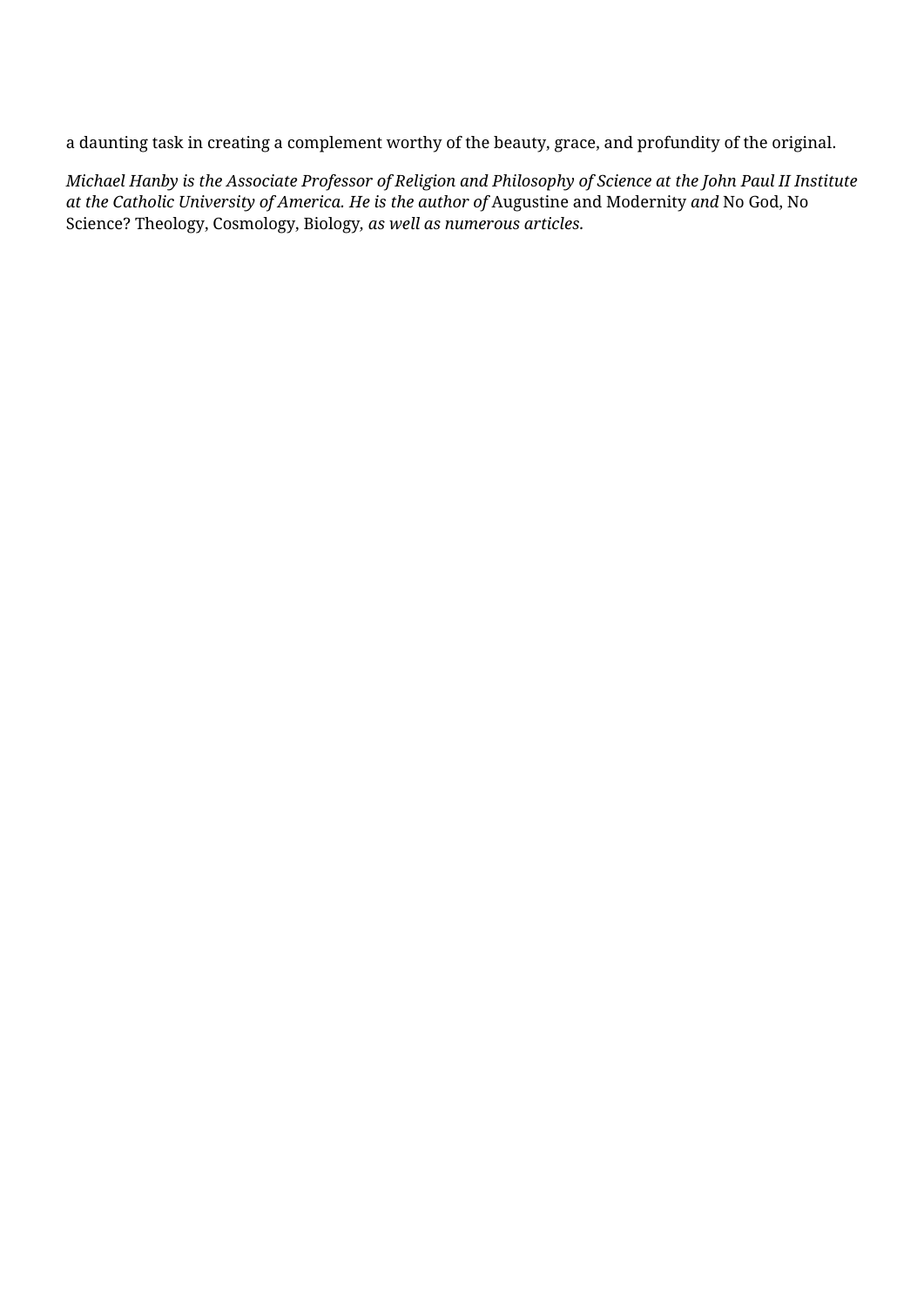a daunting task in creating a complement worthy of the beauty, grace, and profundity of the original.

*Michael Hanby is the Associate Professor of Religion and Philosophy of Science at the John Paul II Institute at the Catholic University of America. He is the author of* Augustine and Modernity *and* No God, No Science? Theology, Cosmology, Biology, *as well as numerous articles.*